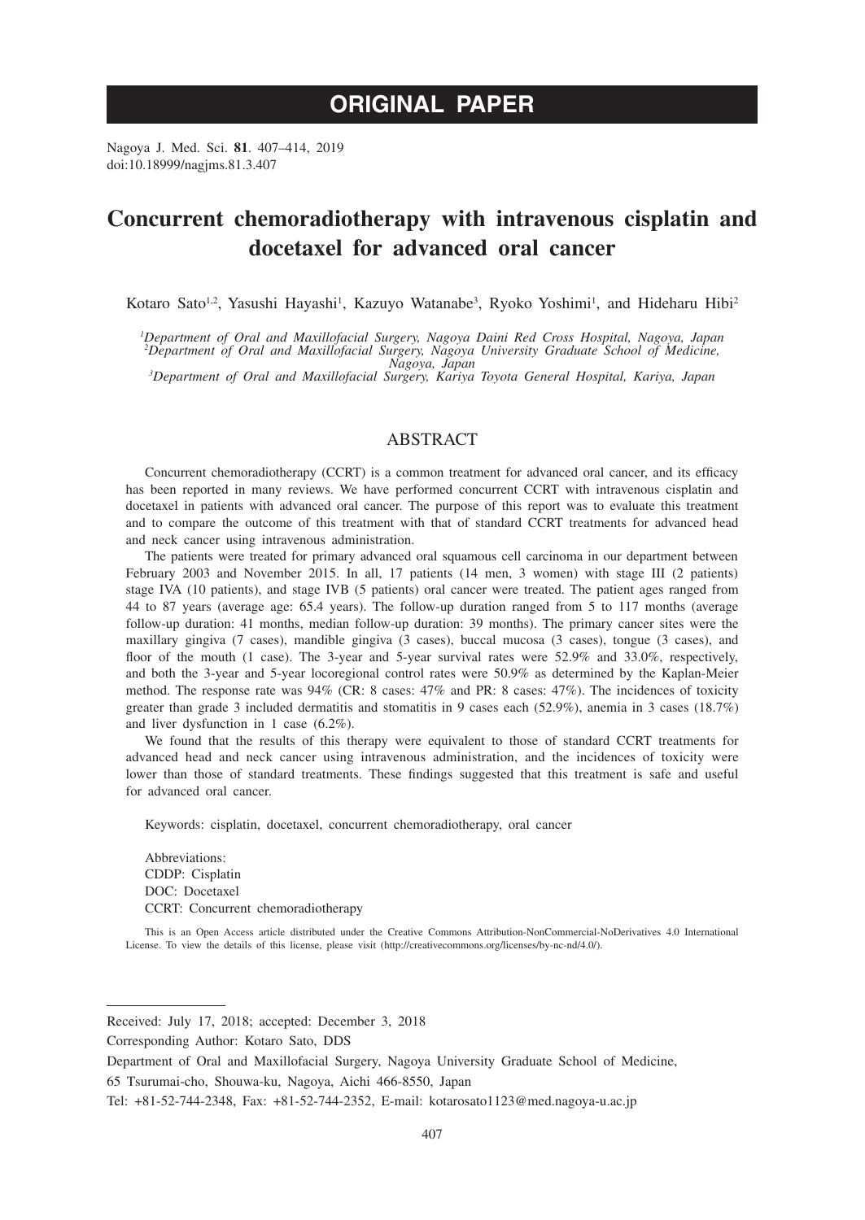# ORIGINAL PAPER

Nagoya J. Med. Sci. **81**. 407–414, 2019
doi:10.18999/nagjms.81.3.407

# Concurrent chemoradiotherapy with intravenous cisplatin and docetaxel for advanced oral cancer

Kotaro Sato[1,2], Yasushi Hayashi[1], Kazuyo Watanabe[3], Ryoko Yoshimi[1], and Hideharu Hibi[2]

[1]*Department of Oral and Maxillofacial Surgery, Nagoya Daini Red Cross Hospital, Nagoya, Japan*
[2]*Department of Oral and Maxillofacial Surgery, Nagoya University Graduate School of Medicine, Nagoya, Japan*
[3]*Department of Oral and Maxillofacial Surgery, Kariya Toyota General Hospital, Kariya, Japan*

## ABSTRACT

Concurrent chemoradiotherapy (CCRT) is a common treatment for advanced oral cancer, and its efficacy has been reported in many reviews. We have performed concurrent CCRT with intravenous cisplatin and docetaxel in patients with advanced oral cancer. The purpose of this report was to evaluate this treatment and to compare the outcome of this treatment with that of standard CCRT treatments for advanced head and neck cancer using intravenous administration.

The patients were treated for primary advanced oral squamous cell carcinoma in our department between February 2003 and November 2015. In all, 17 patients (14 men, 3 women) with stage III (2 patients) stage IVA (10 patients), and stage IVB (5 patients) oral cancer were treated. The patient ages ranged from 44 to 87 years (average age: 65.4 years). The follow-up duration ranged from 5 to 117 months (average follow-up duration: 41 months, median follow-up duration: 39 months). The primary cancer sites were the maxillary gingiva (7 cases), mandible gingiva (3 cases), buccal mucosa (3 cases), tongue (3 cases), and floor of the mouth (1 case). The 3-year and 5-year survival rates were 52.9% and 33.0%, respectively, and both the 3-year and 5-year locoregional control rates were 50.9% as determined by the Kaplan-Meier method. The response rate was 94% (CR: 8 cases: 47% and PR: 8 cases: 47%). The incidences of toxicity greater than grade 3 included dermatitis and stomatitis in 9 cases each (52.9%), anemia in 3 cases (18.7%) and liver dysfunction in 1 case (6.2%).

We found that the results of this therapy were equivalent to those of standard CCRT treatments for advanced head and neck cancer using intravenous administration, and the incidences of toxicity were lower than those of standard treatments. These findings suggested that this treatment is safe and useful for advanced oral cancer.

Keywords: cisplatin, docetaxel, concurrent chemoradiotherapy, oral cancer

Abbreviations:
CDDP: Cisplatin
DOC: Docetaxel
CCRT: Concurrent chemoradiotherapy

This is an Open Access article distributed under the Creative Commons Attribution-NonCommercial-NoDerivatives 4.0 International License. To view the details of this license, please visit (http://creativecommons.org/licenses/by-nc-nd/4.0/).

---

Received: July 17, 2018; accepted: December 3, 2018

Corresponding Author: Kotaro Sato, DDS

Department of Oral and Maxillofacial Surgery, Nagoya University Graduate School of Medicine,

65 Tsurumai-cho, Shouwa-ku, Nagoya, Aichi 466-8550, Japan

Tel: +81-52-744-2348, Fax: +81-52-744-2352, E-mail: kotarosato1123@med.nagoya-u.ac.jp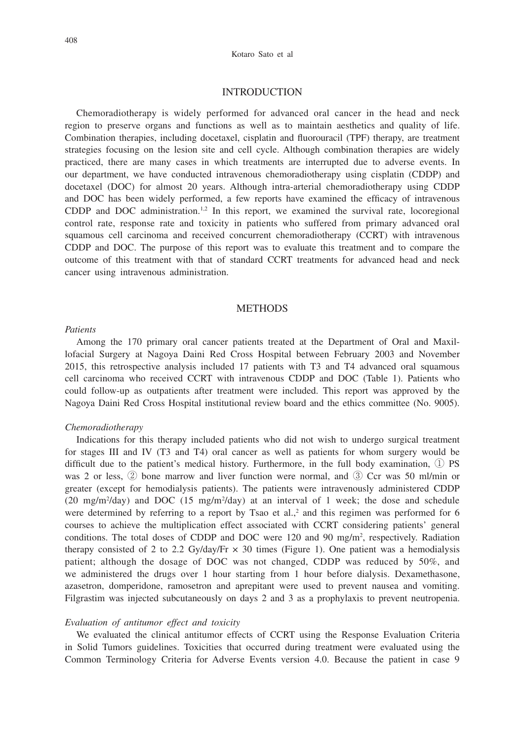## INTRODUCTION

Chemoradiotherapy is widely performed for advanced oral cancer in the head and neck region to preserve organs and functions as well as to maintain aesthetics and quality of life. Combination therapies, including docetaxel, cisplatin and fluorouracil (TPF) therapy, are treatment strategies focusing on the lesion site and cell cycle. Although combination therapies are widely practiced, there are many cases in which treatments are interrupted due to adverse events. In our department, we have conducted intravenous chemoradiotherapy using cisplatin (CDDP) and docetaxel (DOC) for almost 20 years. Although intra-arterial chemoradiotherapy using CDDP and DOC has been widely performed, a few reports have examined the efficacy of intravenous CDDP and DOC administration.[1,2] In this report, we examined the survival rate, locoregional control rate, response rate and toxicity in patients who suffered from primary advanced oral squamous cell carcinoma and received concurrent chemoradiotherapy (CCRT) with intravenous CDDP and DOC. The purpose of this report was to evaluate this treatment and to compare the outcome of this treatment with that of standard CCRT treatments for advanced head and neck cancer using intravenous administration.

## METHODS

*Patients*

Among the 170 primary oral cancer patients treated at the Department of Oral and Maxillofacial Surgery at Nagoya Daini Red Cross Hospital between February 2003 and November 2015, this retrospective analysis included 17 patients with T3 and T4 advanced oral squamous cell carcinoma who received CCRT with intravenous CDDP and DOC (Table 1). Patients who could follow-up as outpatients after treatment were included. This report was approved by the Nagoya Daini Red Cross Hospital institutional review board and the ethics committee (No. 9005).

*Chemoradiotherapy*

Indications for this therapy included patients who did not wish to undergo surgical treatment for stages III and IV (T3 and T4) oral cancer as well as patients for whom surgery would be difficult due to the patient's medical history. Furthermore, in the full body examination, ① PS was 2 or less, ② bone marrow and liver function were normal, and ③ Ccr was 50 ml/min or greater (except for hemodialysis patients). The patients were intravenously administered CDDP (20 mg/m$^2$/day) and DOC (15 mg/m$^2$/day) at an interval of 1 week; the dose and schedule were determined by referring to a report by Tsao et al.,[2] and this regimen was performed for 6 courses to achieve the multiplication effect associated with CCRT considering patients' general conditions. The total doses of CDDP and DOC were 120 and 90 mg/m$^2$, respectively. Radiation therapy consisted of 2 to 2.2 Gy/day/Fr × 30 times (Figure 1). One patient was a hemodialysis patient; although the dosage of DOC was not changed, CDDP was reduced by 50%, and we administered the drugs over 1 hour starting from 1 hour before dialysis. Dexamethasone, azasetron, domperidone, ramosetron and aprepitant were used to prevent nausea and vomiting. Filgrastim was injected subcutaneously on days 2 and 3 as a prophylaxis to prevent neutropenia.

*Evaluation of antitumor effect and toxicity*

We evaluated the clinical antitumor effects of CCRT using the Response Evaluation Criteria in Solid Tumors guidelines. Toxicities that occurred during treatment were evaluated using the Common Terminology Criteria for Adverse Events version 4.0. Because the patient in case 9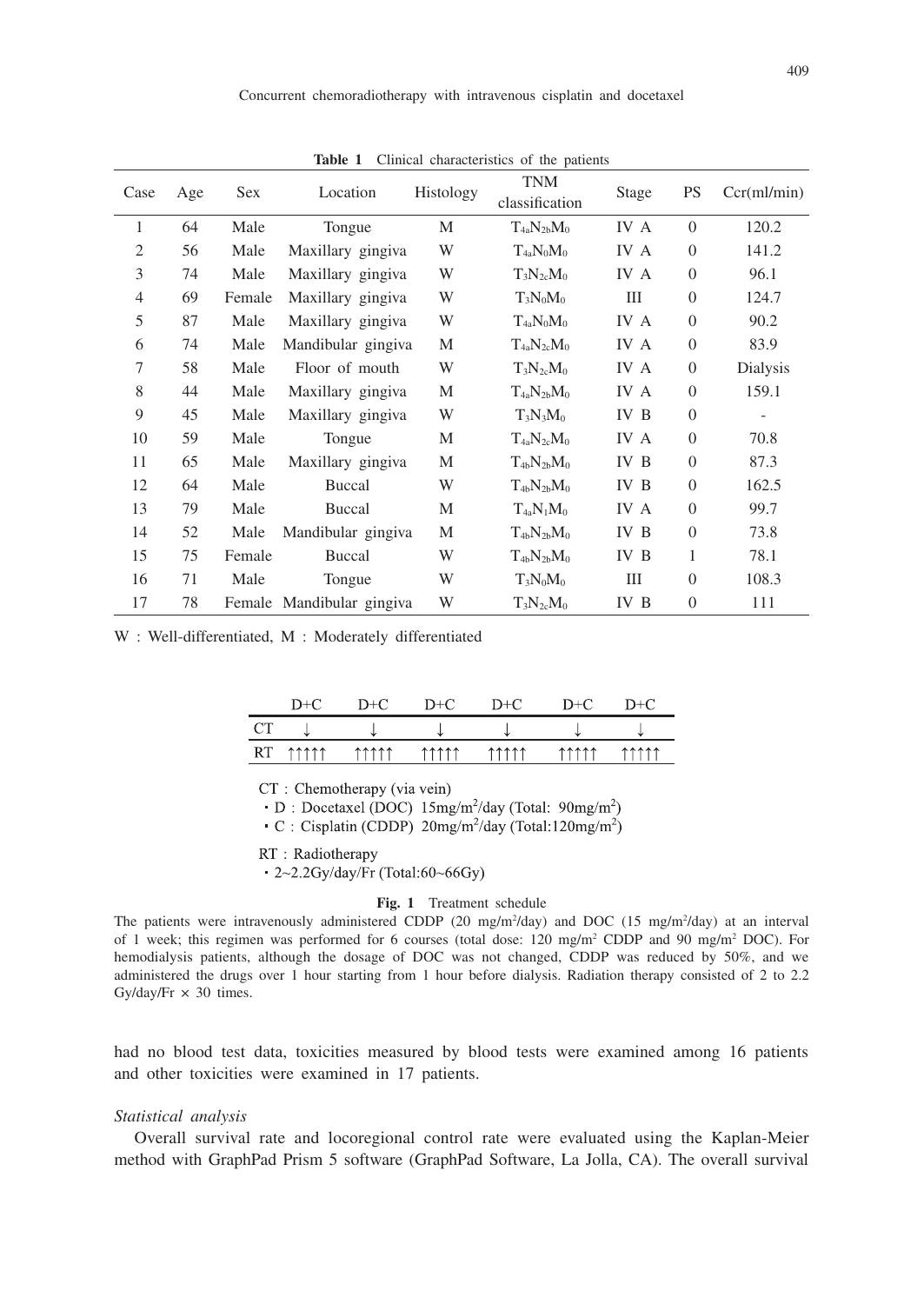**Table 1** Clinical characteristics of the patients

| Case | Age | Sex | Location | Histology | TNM classification | Stage | PS | Ccr(ml/min) |
|---|---|---|---|---|---|---|---|---|
| 1 | 64 | Male | Tongue | M | $T_{4a}N_{2b}M_0$ | IV A | 0 | 120.2 |
| 2 | 56 | Male | Maxillary gingiva | W | $T_{4a}N_0M_0$ | IV A | 0 | 141.2 |
| 3 | 74 | Male | Maxillary gingiva | W | $T_3N_{2c}M_0$ | IV A | 0 | 96.1 |
| 4 | 69 | Female | Maxillary gingiva | W | $T_3N_0M_0$ | III | 0 | 124.7 |
| 5 | 87 | Male | Maxillary gingiva | W | $T_{4a}N_0M_0$ | IV A | 0 | 90.2 |
| 6 | 74 | Male | Mandibular gingiva | M | $T_{4a}N_{2c}M_0$ | IV A | 0 | 83.9 |
| 7 | 58 | Male | Floor of mouth | W | $T_3N_{2c}M_0$ | IV A | 0 | Dialysis |
| 8 | 44 | Male | Maxillary gingiva | M | $T_{4a}N_{2b}M_0$ | IV A | 0 | 159.1 |
| 9 | 45 | Male | Maxillary gingiva | W | $T_3N_3M_0$ | IV B | 0 | - |
| 10 | 59 | Male | Tongue | M | $T_{4a}N_{2c}M_0$ | IV A | 0 | 70.8 |
| 11 | 65 | Male | Maxillary gingiva | M | $T_{4b}N_{2b}M_0$ | IV B | 0 | 87.3 |
| 12 | 64 | Male | Buccal | W | $T_{4b}N_{2b}M_0$ | IV B | 0 | 162.5 |
| 13 | 79 | Male | Buccal | M | $T_{4a}N_1M_0$ | IV A | 0 | 99.7 |
| 14 | 52 | Male | Mandibular gingiva | M | $T_{4b}N_{2b}M_0$ | IV B | 0 | 73.8 |
| 15 | 75 | Female | Buccal | W | $T_{4b}N_{2b}M_0$ | IV B | 1 | 78.1 |
| 16 | 71 | Male | Tongue | W | $T_3N_0M_0$ | III | 0 | 108.3 |
| 17 | 78 | Female | Mandibular gingiva | W | $T_3N_{2c}M_0$ | IV B | 0 | 111 |

W : Well-differentiated, M : Moderately differentiated

| | D+C | D+C | D+C | D+C | D+C | D+C |
|---|---|---|---|---|---|---|
| CT | ↓ | ↓ | ↓ | ↓ | ↓ | ↓ |
| RT | ↑↑↑↑↑ | ↑↑↑↑↑ | ↑↑↑↑↑ | ↑↑↑↑↑ | ↑↑↑↑↑ | ↑↑↑↑↑ |

CT : Chemotherapy (via vein)

- D : Docetaxel (DOC) 15mg/m$^2$/day (Total: 90mg/m$^2$)
- C : Cisplatin (CDDP) 20mg/m$^2$/day (Total:120mg/m$^2$)

RT : Radiotherapy

- 2~2.2Gy/day/Fr (Total:60~66Gy)

**Fig. 1** Treatment schedule

The patients were intravenously administered CDDP (20 mg/m$^2$/day) and DOC (15 mg/m$^2$/day) at an interval of 1 week; this regimen was performed for 6 courses (total dose: 120 mg/m$^2$ CDDP and 90 mg/m$^2$ DOC). For hemodialysis patients, although the dosage of DOC was not changed, CDDP was reduced by 50%, and we administered the drugs over 1 hour starting from 1 hour before dialysis. Radiation therapy consisted of 2 to 2.2 Gy/day/Fr × 30 times.

had no blood test data, toxicities measured by blood tests were examined among 16 patients and other toxicities were examined in 17 patients.

*Statistical analysis*

Overall survival rate and locoregional control rate were evaluated using the Kaplan-Meier method with GraphPad Prism 5 software (GraphPad Software, La Jolla, CA). The overall survival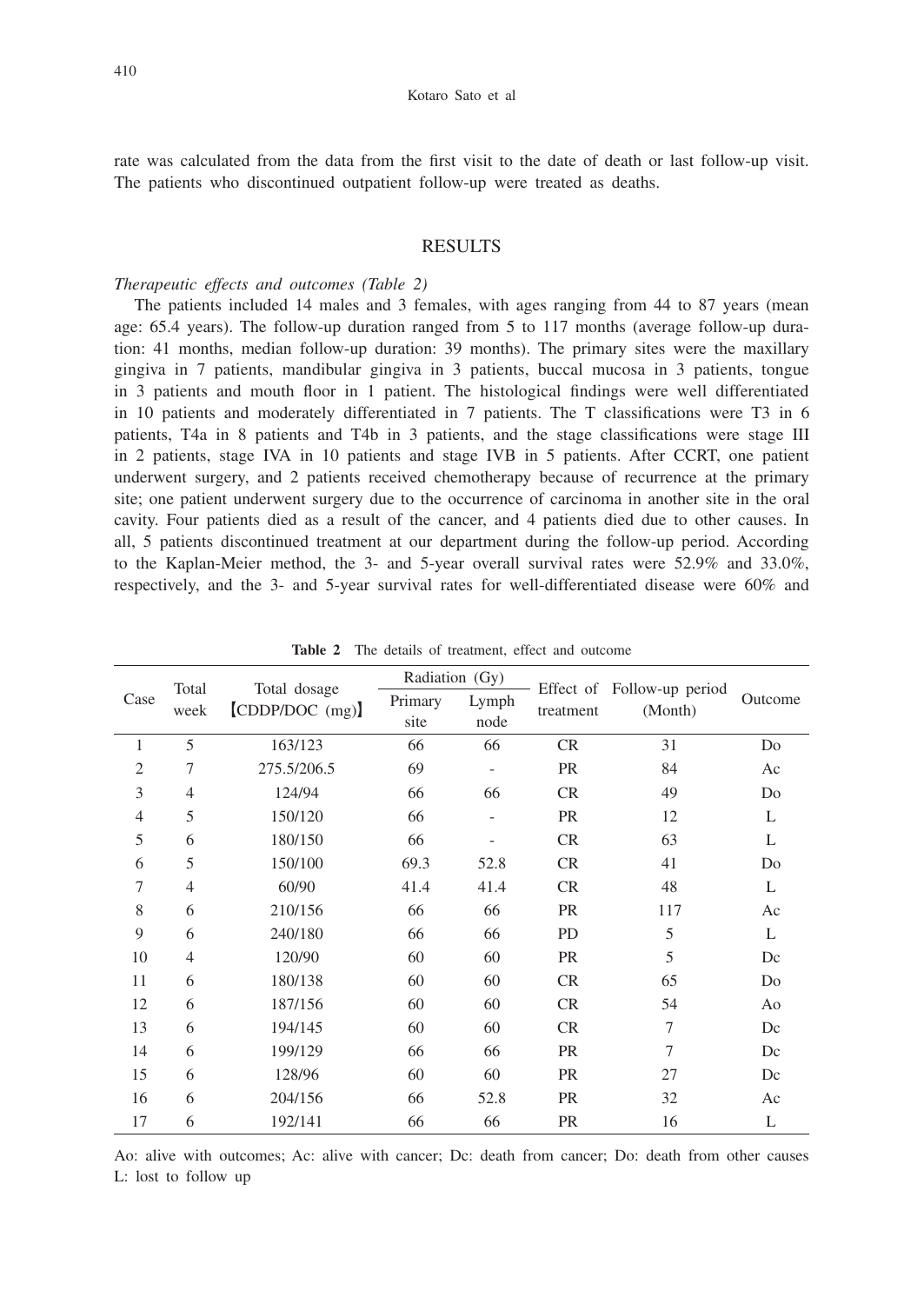rate was calculated from the data from the first visit to the date of death or last follow-up visit. The patients who discontinued outpatient follow-up were treated as deaths.

## RESULTS

*Therapeutic effects and outcomes (Table 2)*

The patients included 14 males and 3 females, with ages ranging from 44 to 87 years (mean age: 65.4 years). The follow-up duration ranged from 5 to 117 months (average follow-up duration: 41 months, median follow-up duration: 39 months). The primary sites were the maxillary gingiva in 7 patients, mandibular gingiva in 3 patients, buccal mucosa in 3 patients, tongue in 3 patients and mouth floor in 1 patient. The histological findings were well differentiated in 10 patients and moderately differentiated in 7 patients. The T classifications were T3 in 6 patients, T4a in 8 patients and T4b in 3 patients, and the stage classifications were stage III in 2 patients, stage IVA in 10 patients and stage IVB in 5 patients. After CCRT, one patient underwent surgery, and 2 patients received chemotherapy because of recurrence at the primary site; one patient underwent surgery due to the occurrence of carcinoma in another site in the oral cavity. Four patients died as a result of the cancer, and 4 patients died due to other causes. In all, 5 patients discontinued treatment at our department during the follow-up period. According to the Kaplan-Meier method, the 3- and 5-year overall survival rates were 52.9% and 33.0%, respectively, and the 3- and 5-year survival rates for well-differentiated disease were 60% and

**Table 2** The details of treatment, effect and outcome

| Case | Total week | Total dosage 【CDDP/DOC (mg)】 | Radiation (Gy) | | Effect of treatment | Follow-up period (Month) | Outcome |
|---|---|---|---|---|---|---|---|
| | | | Primary site | Lymph node | | | |
| 1 | 5 | 163/123 | 66 | 66 | CR | 31 | Do |
| 2 | 7 | 275.5/206.5 | 69 | - | PR | 84 | Ac |
| 3 | 4 | 124/94 | 66 | 66 | CR | 49 | Do |
| 4 | 5 | 150/120 | 66 | - | PR | 12 | L |
| 5 | 6 | 180/150 | 66 | - | CR | 63 | L |
| 6 | 5 | 150/100 | 69.3 | 52.8 | CR | 41 | Do |
| 7 | 4 | 60/90 | 41.4 | 41.4 | CR | 48 | L |
| 8 | 6 | 210/156 | 66 | 66 | PR | 117 | Ac |
| 9 | 6 | 240/180 | 66 | 66 | PD | 5 | L |
| 10 | 4 | 120/90 | 60 | 60 | PR | 5 | Dc |
| 11 | 6 | 180/138 | 60 | 60 | CR | 65 | Do |
| 12 | 6 | 187/156 | 60 | 60 | CR | 54 | Ao |
| 13 | 6 | 194/145 | 60 | 60 | CR | 7 | Dc |
| 14 | 6 | 199/129 | 66 | 66 | PR | 7 | Dc |
| 15 | 6 | 128/96 | 60 | 60 | PR | 27 | Dc |
| 16 | 6 | 204/156 | 66 | 52.8 | PR | 32 | Ac |
| 17 | 6 | 192/141 | 66 | 66 | PR | 16 | L |

Ao: alive with outcomes; Ac: alive with cancer; Dc: death from cancer; Do: death from other causes
L: lost to follow up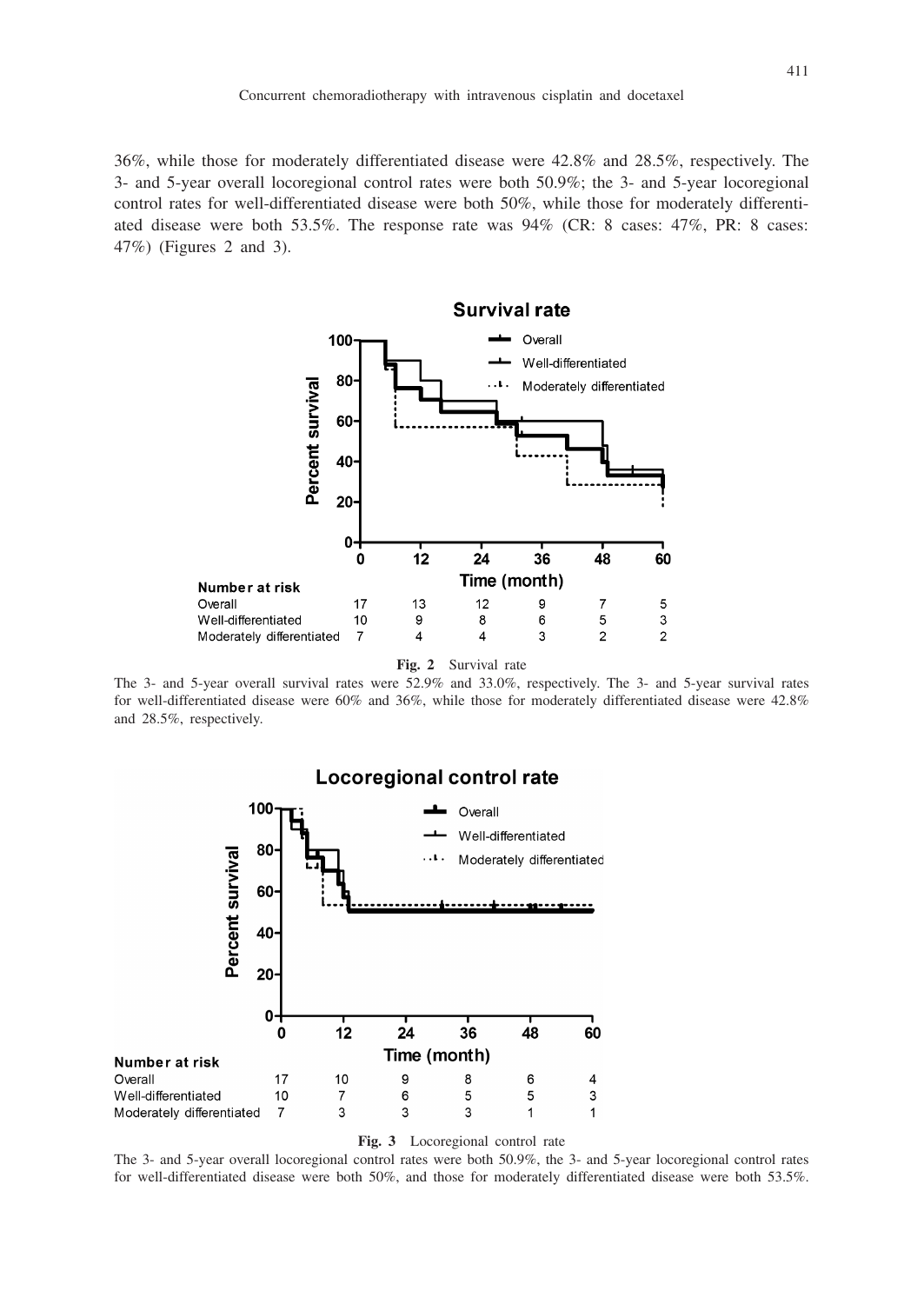36%, while those for moderately differentiated disease were 42.8% and 28.5%, respectively. The 3- and 5-year overall locoregional control rates were both 50.9%; the 3- and 5-year locoregional control rates for well-differentiated disease were both 50%, while those for moderately differentiated disease were both 53.5%. The response rate was 94% (CR: 8 cases: 47%, PR: 8 cases: 47%) (Figures 2 and 3).

| Number at risk | 0 | 12 | 24 | 36 | 48 | 60 |
|---|---|---|---|---|---|---|
| Overall | 17 | 13 | 12 | 9 | 7 | 5 |
| Well-differentiated | 10 | 9 | 8 | 6 | 5 | 3 |
| Moderately differentiated | 7 | 4 | 4 | 3 | 2 | 2 |

**Fig. 2** Survival rate

The 3- and 5-year overall survival rates were 52.9% and 33.0%, respectively. The 3- and 5-year survival rates for well-differentiated disease were 60% and 36%, while those for moderately differentiated disease were 42.8% and 28.5%, respectively.

| Number at risk | 0 | 12 | 24 | 36 | 48 | 60 |
|---|---|---|---|---|---|---|
| Overall | 17 | 10 | 9 | 8 | 6 | 4 |
| Well-differentiated | 10 | 7 | 6 | 5 | 5 | 3 |
| Moderately differentiated | 7 | 3 | 3 | 3 | 1 | 1 |

**Fig. 3** Locoregional control rate

The 3- and 5-year overall locoregional control rates were both 50.9%, the 3- and 5-year locoregional control rates for well-differentiated disease were both 50%, and those for moderately differentiated disease were both 53.5%.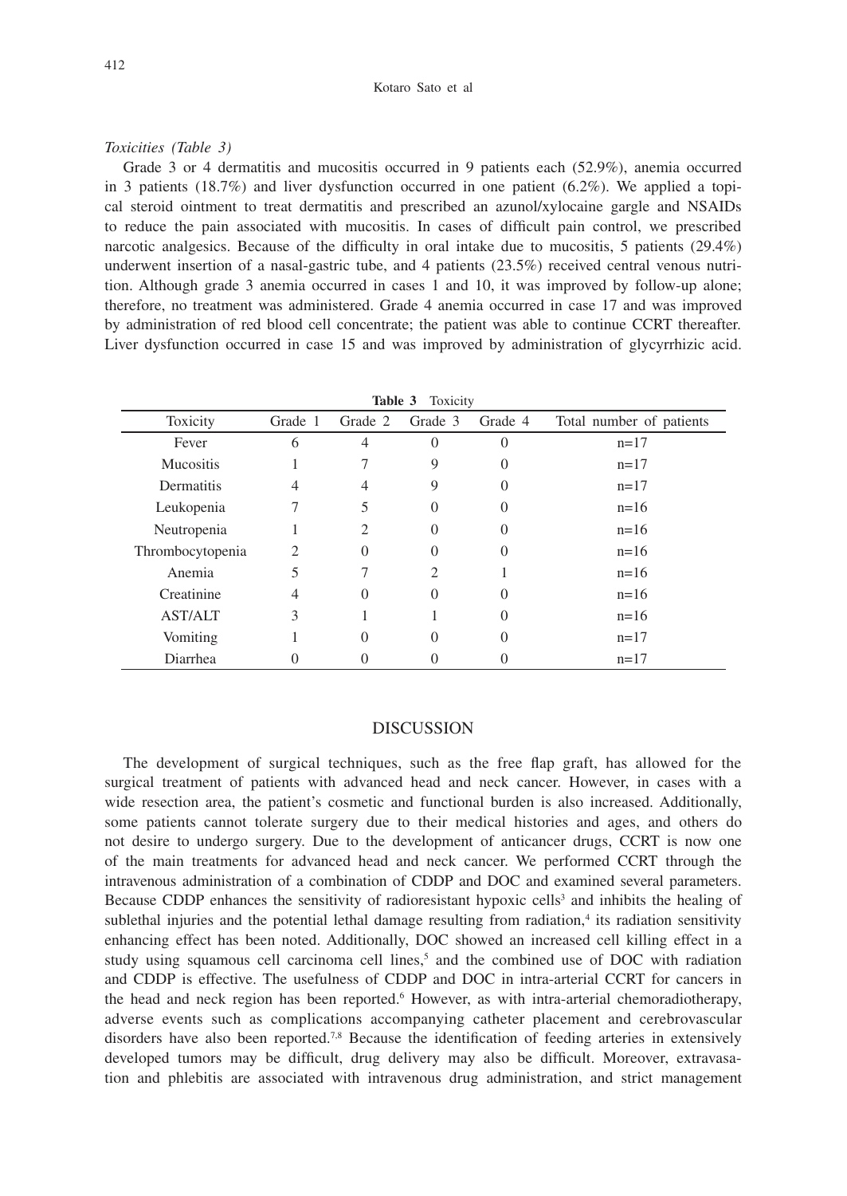*Toxicities (Table 3)*

Grade 3 or 4 dermatitis and mucositis occurred in 9 patients each (52.9%), anemia occurred in 3 patients (18.7%) and liver dysfunction occurred in one patient (6.2%). We applied a topical steroid ointment to treat dermatitis and prescribed an azunol/xylocaine gargle and NSAIDs to reduce the pain associated with mucositis. In cases of difficult pain control, we prescribed narcotic analgesics. Because of the difficulty in oral intake due to mucositis, 5 patients (29.4%) underwent insertion of a nasal-gastric tube, and 4 patients (23.5%) received central venous nutrition. Although grade 3 anemia occurred in cases 1 and 10, it was improved by follow-up alone; therefore, no treatment was administered. Grade 4 anemia occurred in case 17 and was improved by administration of red blood cell concentrate; the patient was able to continue CCRT thereafter. Liver dysfunction occurred in case 15 and was improved by administration of glycyrrhizic acid.

**Table 3** Toxicity

| Toxicity | Grade 1 | Grade 2 | Grade 3 | Grade 4 | Total number of patients |
|---|---|---|---|---|---|
| Fever | 6 | 4 | 0 | 0 | n=17 |
| Mucositis | 1 | 7 | 9 | 0 | n=17 |
| Dermatitis | 4 | 4 | 9 | 0 | n=17 |
| Leukopenia | 7 | 5 | 0 | 0 | n=16 |
| Neutropenia | 1 | 2 | 0 | 0 | n=16 |
| Thrombocytopenia | 2 | 0 | 0 | 0 | n=16 |
| Anemia | 5 | 7 | 2 | 1 | n=16 |
| Creatinine | 4 | 0 | 0 | 0 | n=16 |
| AST/ALT | 3 | 1 | 1 | 0 | n=16 |
| Vomiting | 1 | 0 | 0 | 0 | n=17 |
| Diarrhea | 0 | 0 | 0 | 0 | n=17 |

## DISCUSSION

The development of surgical techniques, such as the free flap graft, has allowed for the surgical treatment of patients with advanced head and neck cancer. However, in cases with a wide resection area, the patient's cosmetic and functional burden is also increased. Additionally, some patients cannot tolerate surgery due to their medical histories and ages, and others do not desire to undergo surgery. Due to the development of anticancer drugs, CCRT is now one of the main treatments for advanced head and neck cancer. We performed CCRT through the intravenous administration of a combination of CDDP and DOC and examined several parameters. Because CDDP enhances the sensitivity of radioresistant hypoxic cells[3] and inhibits the healing of sublethal injuries and the potential lethal damage resulting from radiation,[4] its radiation sensitivity enhancing effect has been noted. Additionally, DOC showed an increased cell killing effect in a study using squamous cell carcinoma cell lines,[5] and the combined use of DOC with radiation and CDDP is effective. The usefulness of CDDP and DOC in intra-arterial CCRT for cancers in the head and neck region has been reported.[6] However, as with intra-arterial chemoradiotherapy, adverse events such as complications accompanying catheter placement and cerebrovascular disorders have also been reported.[7,8] Because the identification of feeding arteries in extensively developed tumors may be difficult, drug delivery may also be difficult. Moreover, extravasation and phlebitis are associated with intravenous drug administration, and strict management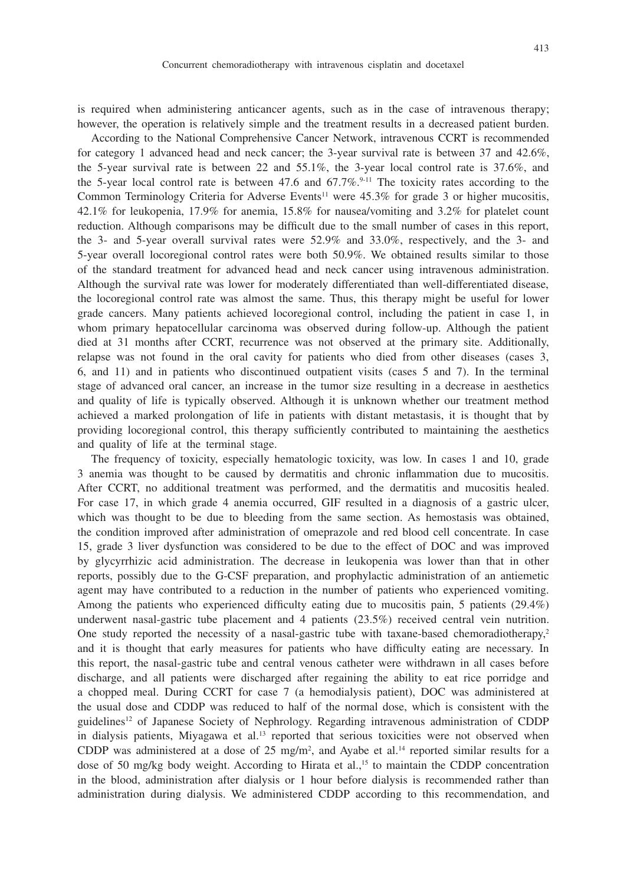is required when administering anticancer agents, such as in the case of intravenous therapy; however, the operation is relatively simple and the treatment results in a decreased patient burden.

According to the National Comprehensive Cancer Network, intravenous CCRT is recommended for category 1 advanced head and neck cancer; the 3-year survival rate is between 37 and 42.6%, the 5-year survival rate is between 22 and 55.1%, the 3-year local control rate is 37.6%, and the 5-year local control rate is between 47.6 and 67.7%.[9-11] The toxicity rates according to the Common Terminology Criteria for Adverse Events[11] were 45.3% for grade 3 or higher mucositis, 42.1% for leukopenia, 17.9% for anemia, 15.8% for nausea/vomiting and 3.2% for platelet count reduction. Although comparisons may be difficult due to the small number of cases in this report, the 3- and 5-year overall survival rates were 52.9% and 33.0%, respectively, and the 3- and 5-year overall locoregional control rates were both 50.9%. We obtained results similar to those of the standard treatment for advanced head and neck cancer using intravenous administration. Although the survival rate was lower for moderately differentiated than well-differentiated disease, the locoregional control rate was almost the same. Thus, this therapy might be useful for lower grade cancers. Many patients achieved locoregional control, including the patient in case 1, in whom primary hepatocellular carcinoma was observed during follow-up. Although the patient died at 31 months after CCRT, recurrence was not observed at the primary site. Additionally, relapse was not found in the oral cavity for patients who died from other diseases (cases 3, 6, and 11) and in patients who discontinued outpatient visits (cases 5 and 7). In the terminal stage of advanced oral cancer, an increase in the tumor size resulting in a decrease in aesthetics and quality of life is typically observed. Although it is unknown whether our treatment method achieved a marked prolongation of life in patients with distant metastasis, it is thought that by providing locoregional control, this therapy sufficiently contributed to maintaining the aesthetics and quality of life at the terminal stage.

The frequency of toxicity, especially hematologic toxicity, was low. In cases 1 and 10, grade 3 anemia was thought to be caused by dermatitis and chronic inflammation due to mucositis. After CCRT, no additional treatment was performed, and the dermatitis and mucositis healed. For case 17, in which grade 4 anemia occurred, GIF resulted in a diagnosis of a gastric ulcer, which was thought to be due to bleeding from the same section. As hemostasis was obtained, the condition improved after administration of omeprazole and red blood cell concentrate. In case 15, grade 3 liver dysfunction was considered to be due to the effect of DOC and was improved by glycyrrhizic acid administration. The decrease in leukopenia was lower than that in other reports, possibly due to the G-CSF preparation, and prophylactic administration of an antiemetic agent may have contributed to a reduction in the number of patients who experienced vomiting. Among the patients who experienced difficulty eating due to mucositis pain, 5 patients (29.4%) underwent nasal-gastric tube placement and 4 patients (23.5%) received central vein nutrition. One study reported the necessity of a nasal-gastric tube with taxane-based chemoradiotherapy,[2] and it is thought that early measures for patients who have difficulty eating are necessary. In this report, the nasal-gastric tube and central venous catheter were withdrawn in all cases before discharge, and all patients were discharged after regaining the ability to eat rice porridge and a chopped meal. During CCRT for case 7 (a hemodialysis patient), DOC was administered at the usual dose and CDDP was reduced to half of the normal dose, which is consistent with the guidelines[12] of Japanese Society of Nephrology. Regarding intravenous administration of CDDP in dialysis patients, Miyagawa et al.[13] reported that serious toxicities were not observed when CDDP was administered at a dose of 25 mg/m$^2$, and Ayabe et al.[14] reported similar results for a dose of 50 mg/kg body weight. According to Hirata et al.,[15] to maintain the CDDP concentration in the blood, administration after dialysis or 1 hour before dialysis is recommended rather than administration during dialysis. We administered CDDP according to this recommendation, and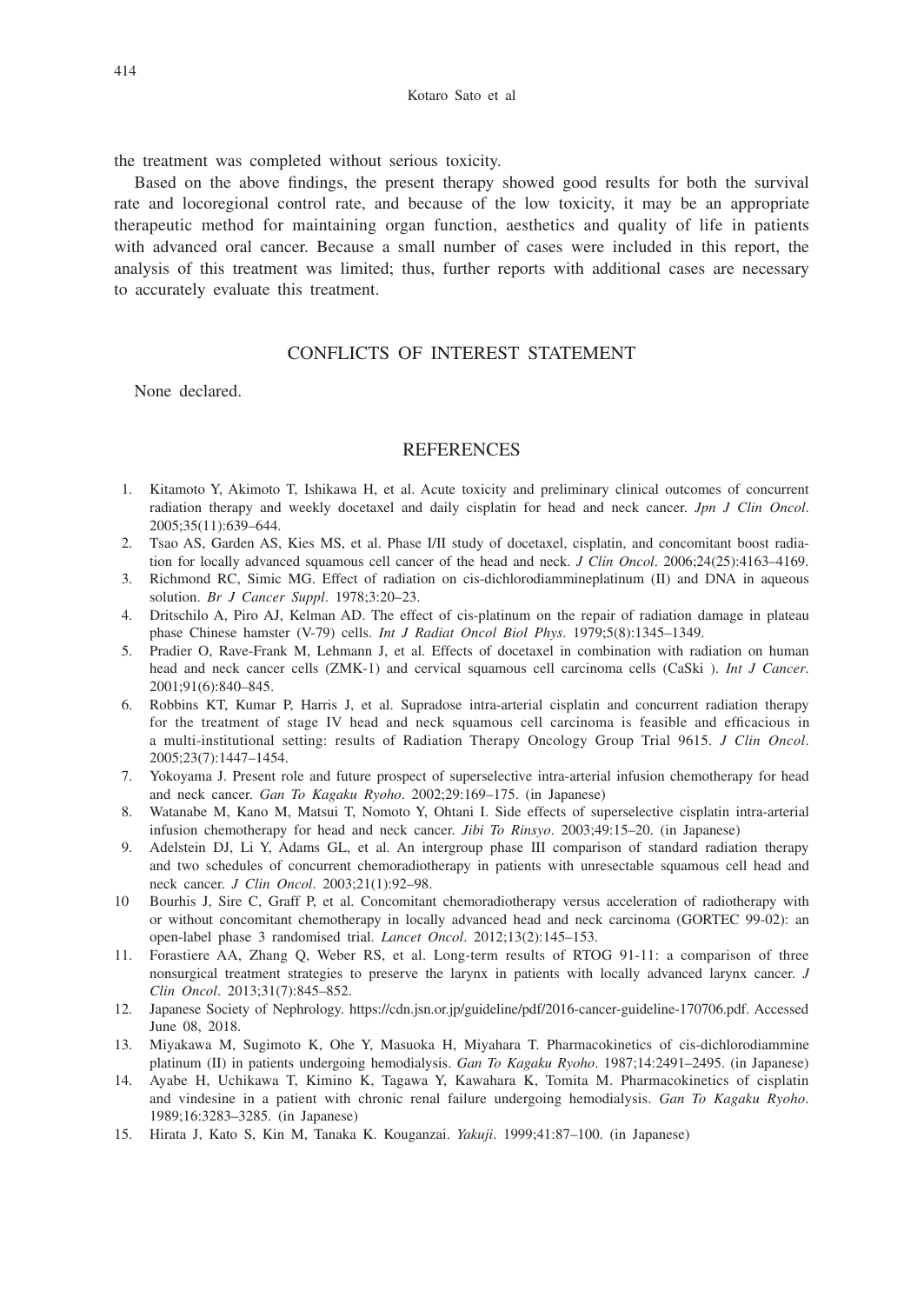the treatment was completed without serious toxicity.

Based on the above findings, the present therapy showed good results for both the survival rate and locoregional control rate, and because of the low toxicity, it may be an appropriate therapeutic method for maintaining organ function, aesthetics and quality of life in patients with advanced oral cancer. Because a small number of cases were included in this report, the analysis of this treatment was limited; thus, further reports with additional cases are necessary to accurately evaluate this treatment.

## CONFLICTS OF INTEREST STATEMENT

None declared.

## REFERENCES

1. Kitamoto Y, Akimoto T, Ishikawa H, et al. Acute toxicity and preliminary clinical outcomes of concurrent radiation therapy and weekly docetaxel and daily cisplatin for head and neck cancer. *Jpn J Clin Oncol*. 2005;35(11):639–644.
2. Tsao AS, Garden AS, Kies MS, et al. Phase I/II study of docetaxel, cisplatin, and concomitant boost radiation for locally advanced squamous cell cancer of the head and neck. *J Clin Oncol*. 2006;24(25):4163–4169.
3. Richmond RC, Simic MG. Effect of radiation on cis-dichlorodiammineplatinum (II) and DNA in aqueous solution. *Br J Cancer Suppl*. 1978;3:20–23.
4. Dritschilo A, Piro AJ, Kelman AD. The effect of cis-platinum on the repair of radiation damage in plateau phase Chinese hamster (V-79) cells. *Int J Radiat Oncol Biol Phys*. 1979;5(8):1345–1349.
5. Pradier O, Rave-Frank M, Lehmann J, et al. Effects of docetaxel in combination with radiation on human head and neck cancer cells (ZMK-1) and cervical squamous cell carcinoma cells (CaSki ). *Int J Cancer*. 2001;91(6):840–845.
6. Robbins KT, Kumar P, Harris J, et al. Supradose intra-arterial cisplatin and concurrent radiation therapy for the treatment of stage IV head and neck squamous cell carcinoma is feasible and efficacious in a multi-institutional setting: results of Radiation Therapy Oncology Group Trial 9615. *J Clin Oncol*. 2005;23(7):1447–1454.
7. Yokoyama J. Present role and future prospect of superselective intra-arterial infusion chemotherapy for head and neck cancer. *Gan To Kagaku Ryoho*. 2002;29:169–175. (in Japanese)
8. Watanabe M, Kano M, Matsui T, Nomoto Y, Ohtani I. Side effects of superselective cisplatin intra-arterial infusion chemotherapy for head and neck cancer. *Jibi To Rinsyo*. 2003;49:15–20. (in Japanese)
9. Adelstein DJ, Li Y, Adams GL, et al. An intergroup phase III comparison of standard radiation therapy and two schedules of concurrent chemoradiotherapy in patients with unresectable squamous cell head and neck cancer. *J Clin Oncol*. 2003;21(1):92–98.
10. Bourhis J, Sire C, Graff P, et al. Concomitant chemoradiotherapy versus acceleration of radiotherapy with or without concomitant chemotherapy in locally advanced head and neck carcinoma (GORTEC 99-02): an open-label phase 3 randomised trial. *Lancet Oncol*. 2012;13(2):145–153.
11. Forastiere AA, Zhang Q, Weber RS, et al. Long-term results of RTOG 91-11: a comparison of three nonsurgical treatment strategies to preserve the larynx in patients with locally advanced larynx cancer. *J Clin Oncol*. 2013;31(7):845–852.
12. Japanese Society of Nephrology. https://cdn.jsn.or.jp/guideline/pdf/2016-cancer-guideline-170706.pdf. Accessed June 08, 2018.
13. Miyakawa M, Sugimoto K, Ohe Y, Masuoka H, Miyahara T. Pharmacokinetics of cis-dichlorodiammine platinum (II) in patients undergoing hemodialysis. *Gan To Kagaku Ryoho*. 1987;14:2491–2495. (in Japanese)
14. Ayabe H, Uchikawa T, Kimino K, Tagawa Y, Kawahara K, Tomita M. Pharmacokinetics of cisplatin and vindesine in a patient with chronic renal failure undergoing hemodialysis. *Gan To Kagaku Ryoho*. 1989;16:3283–3285. (in Japanese)
15. Hirata J, Kato S, Kin M, Tanaka K. Kouganzai. *Yakuji*. 1999;41:87–100. (in Japanese)